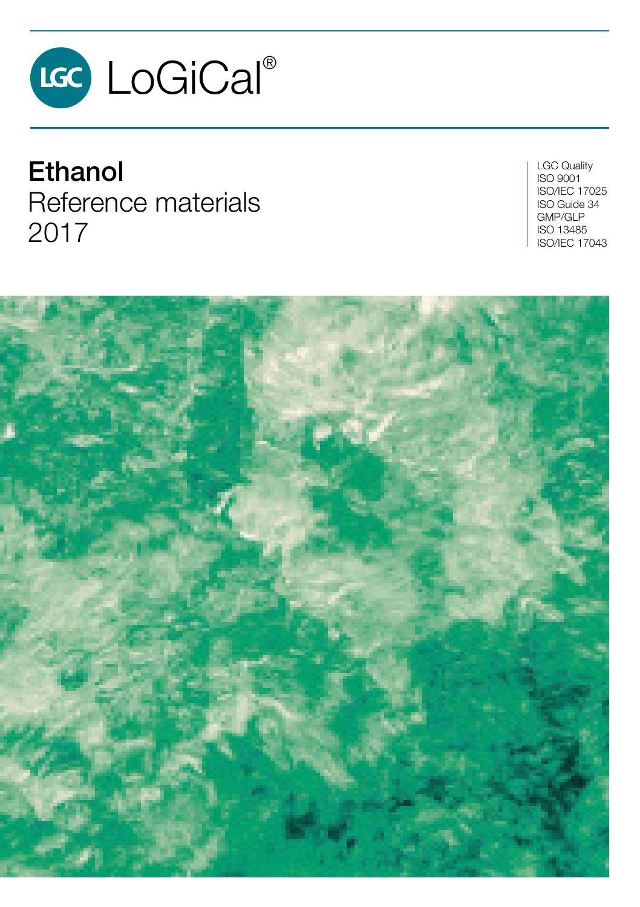LGC LoGiCal®

# Ethanol
Reference materials
2017

LGC Quality
ISO 9001
ISO/IEC 17025
ISO Guide 34
GMP/GLP
ISO 13485
ISO/IEC 17043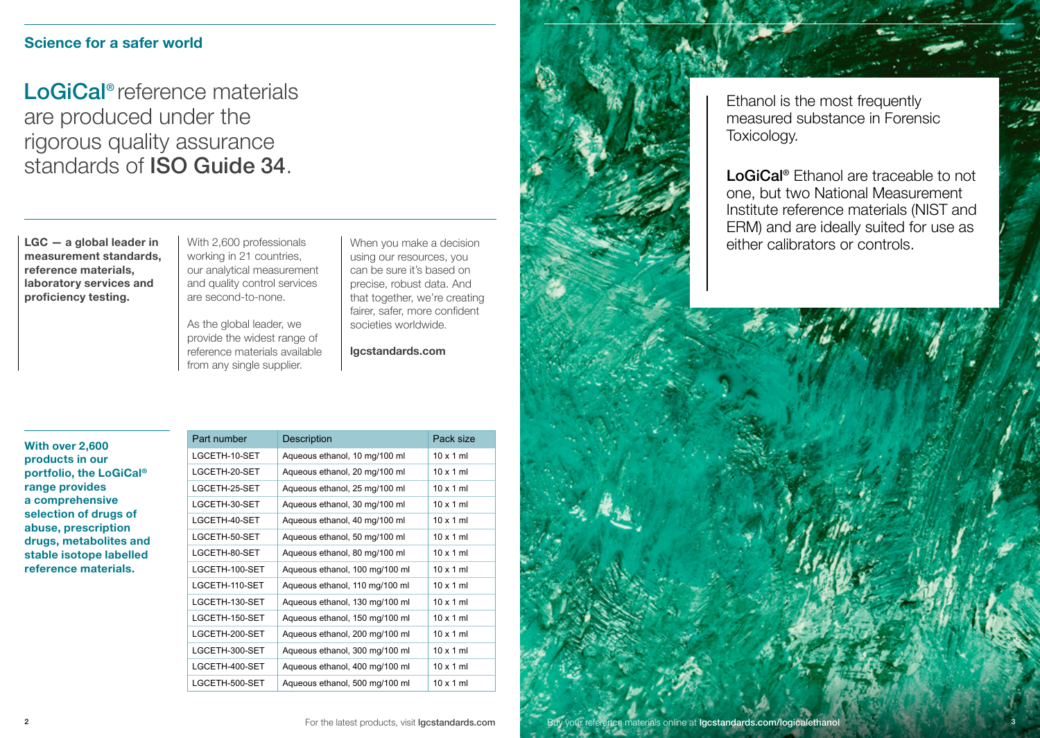## Science for a safer world

# LoGiCal® reference materials are produced under the rigorous quality assurance standards of **ISO Guide 34**.

**LGC — a global leader in measurement standards, reference materials, laboratory services and proficiency testing.**

With 2,600 professionals working in 21 countries, our analytical measurement and quality control services are second-to-none.

As the global leader, we provide the widest range of reference materials available from any single supplier.

When you make a decision using our resources, you can be sure it's based on precise, robust data. And that together, we're creating fairer, safer, more confident societies worldwide.

**lgcstandards.com**

**With over 2,600 products in our portfolio, the LoGiCal® range provides a comprehensive selection of drugs of abuse, prescription drugs, metabolites and stable isotope labelled reference materials.**

| Part number | Description | Pack size |
|---|---|---|
| LGCETH-10-SET | Aqueous ethanol, 10 mg/100 ml | 10 x 1 ml |
| LGCETH-20-SET | Aqueous ethanol, 20 mg/100 ml | 10 x 1 ml |
| LGCETH-25-SET | Aqueous ethanol, 25 mg/100 ml | 10 x 1 ml |
| LGCETH-30-SET | Aqueous ethanol, 30 mg/100 ml | 10 x 1 ml |
| LGCETH-40-SET | Aqueous ethanol, 40 mg/100 ml | 10 x 1 ml |
| LGCETH-50-SET | Aqueous ethanol, 50 mg/100 ml | 10 x 1 ml |
| LGCETH-80-SET | Aqueous ethanol, 80 mg/100 ml | 10 x 1 ml |
| LGCETH-100-SET | Aqueous ethanol, 100 mg/100 ml | 10 x 1 ml |
| LGCETH-110-SET | Aqueous ethanol, 110 mg/100 ml | 10 x 1 ml |
| LGCETH-130-SET | Aqueous ethanol, 130 mg/100 ml | 10 x 1 ml |
| LGCETH-150-SET | Aqueous ethanol, 150 mg/100 ml | 10 x 1 ml |
| LGCETH-200-SET | Aqueous ethanol, 200 mg/100 ml | 10 x 1 ml |
| LGCETH-300-SET | Aqueous ethanol, 300 mg/100 ml | 10 x 1 ml |
| LGCETH-400-SET | Aqueous ethanol, 400 mg/100 ml | 10 x 1 ml |
| LGCETH-500-SET | Aqueous ethanol, 500 mg/100 ml | 10 x 1 ml |

For the latest products, visit **lgcstandards.com**

Ethanol is the most frequently measured substance in Forensic Toxicology.

**LoGiCal®** Ethanol are traceable to not one, but two National Measurement Institute reference materials (NIST and ERM) and are ideally suited for use as either calibrators or controls.

Buy your reference materials online at **lgcstandards.com/logicalethanol**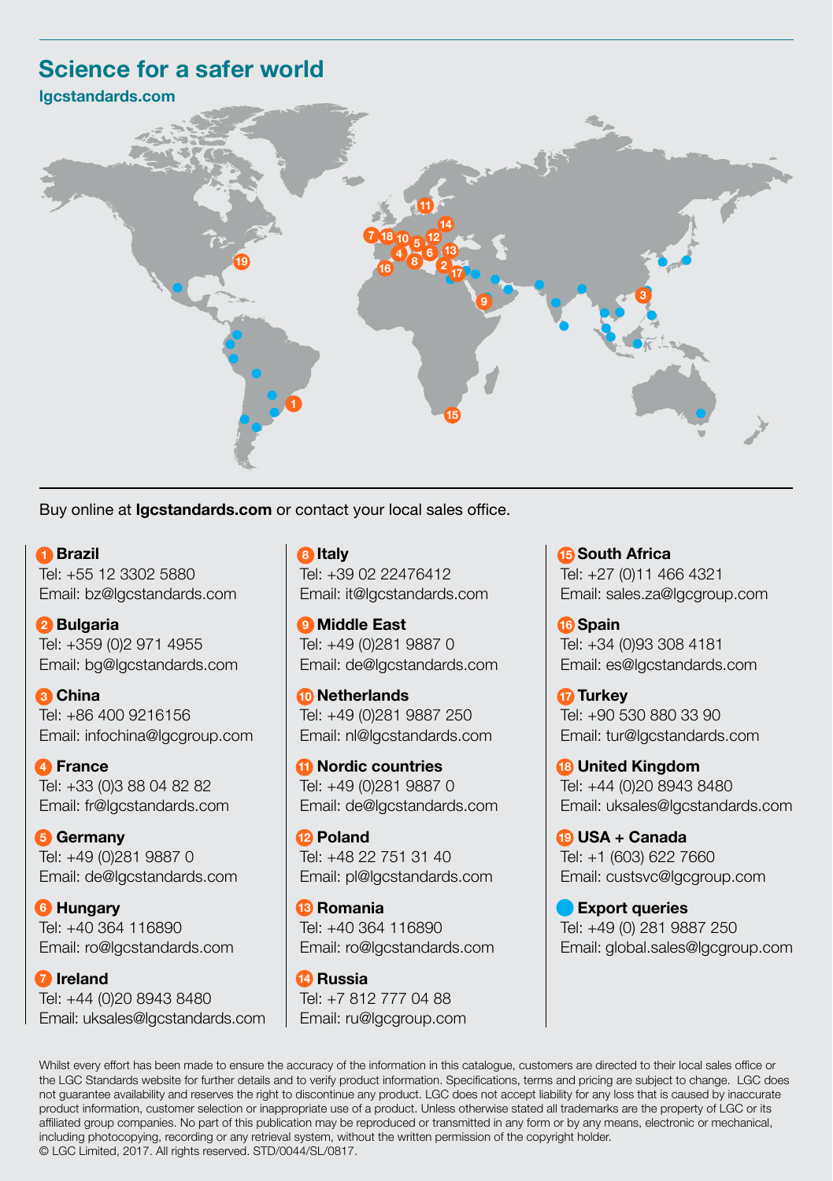## Science for a safer world

**lgcstandards.com**

Buy online at **lgcstandards.com** or contact your local sales office.

**1 Brazil**
Tel: +55 12 3302 5880
Email: bz@lgcstandards.com

**2 Bulgaria**
Tel: +359 (0)2 971 4955
Email: bg@lgcstandards.com

**3 China**
Tel: +86 400 9216156
Email: infochina@lgcgroup.com

**4 France**
Tel: +33 (0)3 88 04 82 82
Email: fr@lgcstandards.com

**5 Germany**
Tel: +49 (0)281 9887 0
Email: de@lgcstandards.com

**6 Hungary**
Tel: +40 364 116890
Email: ro@lgcstandards.com

**7 Ireland**
Tel: +44 (0)20 8943 8480
Email: uksales@lgcstandards.com

**8 Italy**
Tel: +39 02 22476412
Email: it@lgcstandards.com

**9 Middle East**
Tel: +49 (0)281 9887 0
Email: de@lgcstandards.com

**10 Netherlands**
Tel: +49 (0)281 9887 250
Email: nl@lgcstandards.com

**11 Nordic countries**
Tel: +49 (0)281 9887 0
Email: de@lgcstandards.com

**12 Poland**
Tel: +48 22 751 31 40
Email: pl@lgcstandards.com

**13 Romania**
Tel: +40 364 116890
Email: ro@lgcstandards.com

**14 Russia**
Tel: +7 812 777 04 88
Email: ru@lgcgroup.com

**15 South Africa**
Tel: +27 (0)11 466 4321
Email: sales.za@lgcgroup.com

**16 Spain**
Tel: +34 (0)93 308 4181
Email: es@lgcstandards.com

**17 Turkey**
Tel: +90 530 880 33 90
Email: tur@lgcstandards.com

**18 United Kingdom**
Tel: +44 (0)20 8943 8480
Email: uksales@lgcstandards.com

**19 USA + Canada**
Tel: +1 (603) 622 7660
Email: custsvc@lgcgroup.com

**Export queries**
Tel: +49 (0) 281 9887 250
Email: global.sales@lgcgroup.com

Whilst every effort has been made to ensure the accuracy of the information in this catalogue, customers are directed to their local sales office or the LGC Standards website for further details and to verify product information. Specifications, terms and pricing are subject to change. LGC does not guarantee availability and reserves the right to discontinue any product. LGC does not accept liability for any loss that is caused by inaccurate product information, customer selection or inappropriate use of a product. Unless otherwise stated all trademarks are the property of LGC or its affiliated group companies. No part of this publication may be reproduced or transmitted in any form or by any means, electronic or mechanical, including photocopying, recording or any retrieval system, without the written permission of the copyright holder.
© LGC Limited, 2017. All rights reserved. STD/0044/SL/0817.